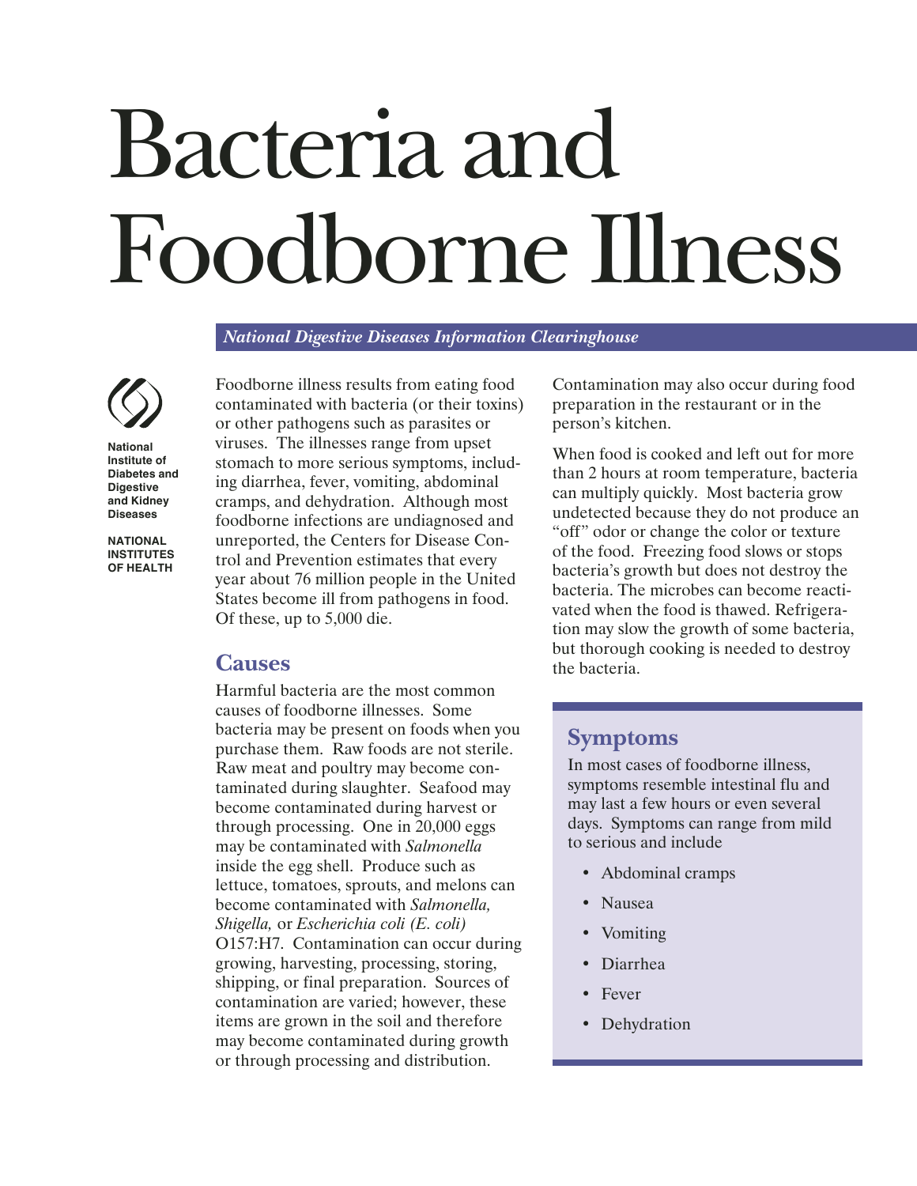# Bacteria and Foodborne Illness

*National Digestive Diseases Information Clearinghouse*

**National Institute of Diabetes and Digestive and Kidney Diseases**

**NATIONAL INSTITUTES OF HEALTH**

Foodborne illness results from eating food contaminated with bacteria (or their toxins) or other pathogens such as parasites or viruses. The illnesses range from upset stomach to more serious symptoms, including diarrhea, fever, vomiting, abdominal cramps, and dehydration. Although most foodborne infections are undiagnosed and unreported, the Centers for Disease Control and Prevention estimates that every year about 76 million people in the United States become ill from pathogens in food. Of these, up to 5,000 die.

## Causes

Harmful bacteria are the most common causes of foodborne illnesses. Some bacteria may be present on foods when you purchase them. Raw foods are not sterile. Raw meat and poultry may become contaminated during slaughter. Seafood may become contaminated during harvest or through processing. One in 20,000 eggs may be contaminated with *Salmonella* inside the egg shell. Produce such as lettuce, tomatoes, sprouts, and melons can become contaminated with *Salmonella, Shigella,* or *Escherichia coli (E. coli)* O157:H7. Contamination can occur during growing, harvesting, processing, storing, shipping, or final preparation. Sources of contamination are varied; however, these items are grown in the soil and therefore may become contaminated during growth or through processing and distribution. Contamination may also occur during food preparation in the restaurant or in the person's kitchen.

When food is cooked and left out for more than 2 hours at room temperature, bacteria can multiply quickly. Most bacteria grow undetected because they do not produce an "off" odor or change the color or texture of the food. Freezing food slows or stops bacteria's growth but does not destroy the bacteria. The microbes can become reactivated when the food is thawed. Refrigeration may slow the growth of some bacteria, but thorough cooking is needed to destroy the bacteria.

## Symptoms

In most cases of foodborne illness, symptoms resemble intestinal flu and may last a few hours or even several days. Symptoms can range from mild to serious and include

- Abdominal cramps
- Nausea
- Vomiting
- Diarrhea
- Fever
- Dehydration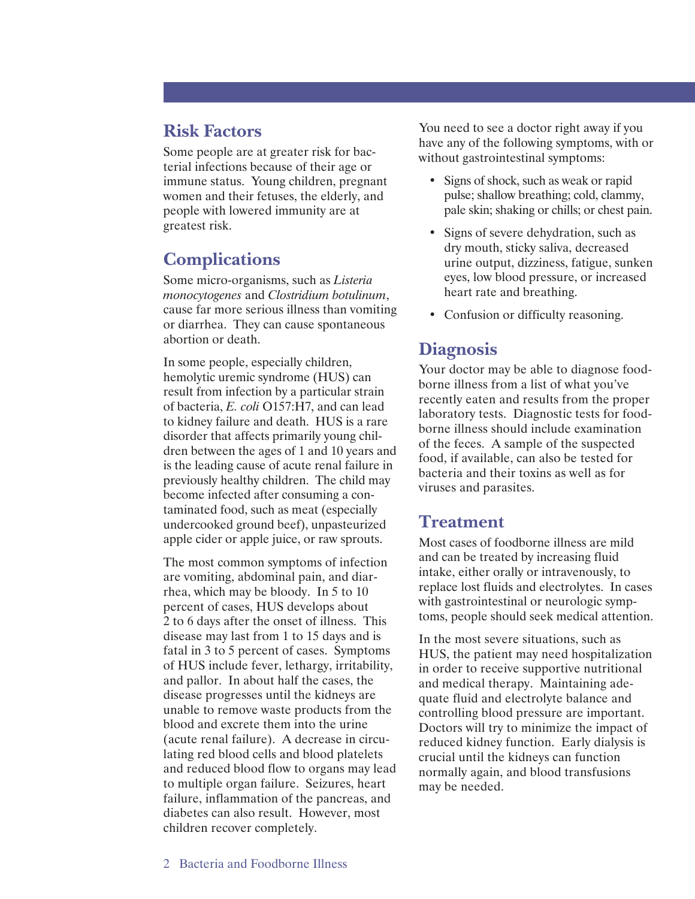## Risk Factors

Some people are at greater risk for bacterial infections because of their age or immune status. Young children, pregnant women and their fetuses, the elderly, and people with lowered immunity are at greatest risk.

## Complications

Some micro-organisms, such as *Listeria monocytogenes* and *Clostridium botulinum*, cause far more serious illness than vomiting or diarrhea. They can cause spontaneous abortion or death.

In some people, especially children, hemolytic uremic syndrome (HUS) can result from infection by a particular strain of bacteria, *E. coli* O157:H7, and can lead to kidney failure and death. HUS is a rare disorder that affects primarily young children between the ages of 1 and 10 years and is the leading cause of acute renal failure in previously healthy children. The child may become infected after consuming a contaminated food, such as meat (especially undercooked ground beef), unpasteurized apple cider or apple juice, or raw sprouts.

The most common symptoms of infection are vomiting, abdominal pain, and diarrhea, which may be bloody. In 5 to 10 percent of cases, HUS develops about 2 to 6 days after the onset of illness. This disease may last from 1 to 15 days and is fatal in 3 to 5 percent of cases. Symptoms of HUS include fever, lethargy, irritability, and pallor. In about half the cases, the disease progresses until the kidneys are unable to remove waste products from the blood and excrete them into the urine (acute renal failure). A decrease in circulating red blood cells and blood platelets and reduced blood flow to organs may lead to multiple organ failure. Seizures, heart failure, inflammation of the pancreas, and diabetes can also result. However, most children recover completely.

You need to see a doctor right away if you have any of the following symptoms, with or without gastrointestinal symptoms:

- Signs of shock, such as weak or rapid pulse; shallow breathing; cold, clammy, pale skin; shaking or chills; or chest pain.
- Signs of severe dehydration, such as dry mouth, sticky saliva, decreased urine output, dizziness, fatigue, sunken eyes, low blood pressure, or increased heart rate and breathing.
- Confusion or difficulty reasoning.

## Diagnosis

Your doctor may be able to diagnose foodborne illness from a list of what you've recently eaten and results from the proper laboratory tests. Diagnostic tests for foodborne illness should include examination of the feces. A sample of the suspected food, if available, can also be tested for bacteria and their toxins as well as for viruses and parasites.

## Treatment

Most cases of foodborne illness are mild and can be treated by increasing fluid intake, either orally or intravenously, to replace lost fluids and electrolytes. In cases with gastrointestinal or neurologic symptoms, people should seek medical attention.

In the most severe situations, such as HUS, the patient may need hospitalization in order to receive supportive nutritional and medical therapy. Maintaining adequate fluid and electrolyte balance and controlling blood pressure are important. Doctors will try to minimize the impact of reduced kidney function. Early dialysis is crucial until the kidneys can function normally again, and blood transfusions may be needed.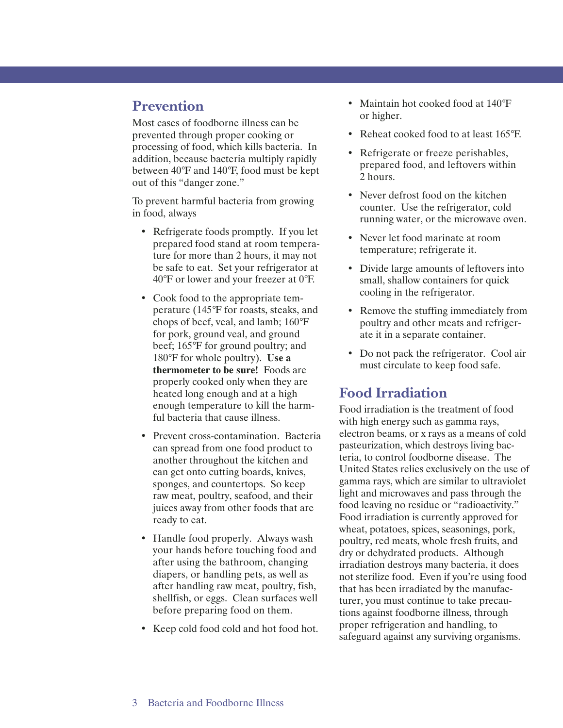## Prevention

Most cases of foodborne illness can be prevented through proper cooking or processing of food, which kills bacteria. In addition, because bacteria multiply rapidly between 40°F and 140°F, food must be kept out of this "danger zone."

To prevent harmful bacteria from growing in food, always

- Refrigerate foods promptly. If you let prepared food stand at room temperature for more than 2 hours, it may not be safe to eat. Set your refrigerator at 40°F or lower and your freezer at 0°F.
- Cook food to the appropriate temperature (145°F for roasts, steaks, and chops of beef, veal, and lamb; 160°F for pork, ground veal, and ground beef; 165°F for ground poultry; and 180°F for whole poultry). **Use a thermometer to be sure!** Foods are properly cooked only when they are heated long enough and at a high enough temperature to kill the harmful bacteria that cause illness.
- Prevent cross-contamination. Bacteria can spread from one food product to another throughout the kitchen and can get onto cutting boards, knives, sponges, and countertops. So keep raw meat, poultry, seafood, and their juices away from other foods that are ready to eat.
- Handle food properly. Always wash your hands before touching food and after using the bathroom, changing diapers, or handling pets, as well as after handling raw meat, poultry, fish, shellfish, or eggs. Clean surfaces well before preparing food on them.
- Keep cold food cold and hot food hot.
- Maintain hot cooked food at 140°F or higher.
- Reheat cooked food to at least 165°F.
- Refrigerate or freeze perishables, prepared food, and leftovers within 2 hours.
- Never defrost food on the kitchen counter. Use the refrigerator, cold running water, or the microwave oven.
- Never let food marinate at room temperature; refrigerate it.
- Divide large amounts of leftovers into small, shallow containers for quick cooling in the refrigerator.
- Remove the stuffing immediately from poultry and other meats and refrigerate it in a separate container.
- Do not pack the refrigerator. Cool air must circulate to keep food safe.

## Food Irradiation

Food irradiation is the treatment of food with high energy such as gamma rays, electron beams, or x rays as a means of cold pasteurization, which destroys living bacteria, to control foodborne disease. The United States relies exclusively on the use of gamma rays, which are similar to ultraviolet light and microwaves and pass through the food leaving no residue or "radioactivity." Food irradiation is currently approved for wheat, potatoes, spices, seasonings, pork, poultry, red meats, whole fresh fruits, and dry or dehydrated products. Although irradiation destroys many bacteria, it does not sterilize food. Even if you're using food that has been irradiated by the manufacturer, you must continue to take precautions against foodborne illness, through proper refrigeration and handling, to safeguard against any surviving organisms.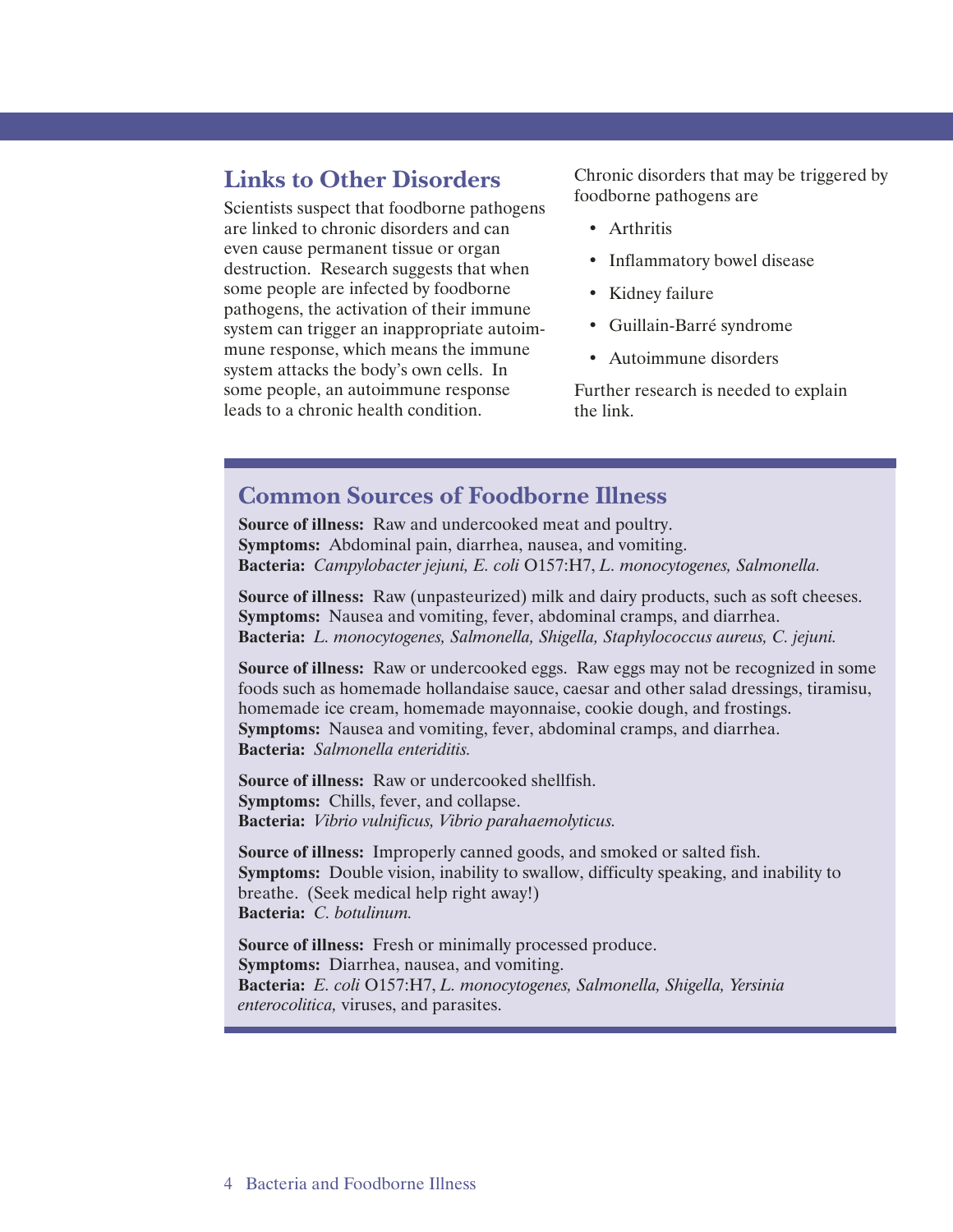## Links to Other Disorders

Scientists suspect that foodborne pathogens are linked to chronic disorders and can even cause permanent tissue or organ destruction. Research suggests that when some people are infected by foodborne pathogens, the activation of their immune system can trigger an inappropriate autoimmune response, which means the immune system attacks the body's own cells. In some people, an autoimmune response leads to a chronic health condition.

Chronic disorders that may be triggered by foodborne pathogens are

- Arthritis
- Inflammatory bowel disease
- Kidney failure
- Guillain-Barré syndrome
- Autoimmune disorders

Further research is needed to explain the link.

## Common Sources of Foodborne Illness

**Source of illness:** Raw and undercooked meat and poultry.
**Symptoms:** Abdominal pain, diarrhea, nausea, and vomiting.
**Bacteria:** *Campylobacter jejuni, E. coli* O157:H7, *L. monocytogenes, Salmonella.*

**Source of illness:** Raw (unpasteurized) milk and dairy products, such as soft cheeses.
**Symptoms:** Nausea and vomiting, fever, abdominal cramps, and diarrhea.
**Bacteria:** *L. monocytogenes, Salmonella, Shigella, Staphylococcus aureus, C. jejuni.*

**Source of illness:** Raw or undercooked eggs. Raw eggs may not be recognized in some foods such as homemade hollandaise sauce, caesar and other salad dressings, tiramisu, homemade ice cream, homemade mayonnaise, cookie dough, and frostings.
**Symptoms:** Nausea and vomiting, fever, abdominal cramps, and diarrhea.
**Bacteria:** *Salmonella enteriditis.*

**Source of illness:** Raw or undercooked shellfish.
**Symptoms:** Chills, fever, and collapse.
**Bacteria:** *Vibrio vulnificus, Vibrio parahaemolyticus.*

**Source of illness:** Improperly canned goods, and smoked or salted fish.
**Symptoms:** Double vision, inability to swallow, difficulty speaking, and inability to breathe. (Seek medical help right away!)
**Bacteria:** *C. botulinum.*

**Source of illness:** Fresh or minimally processed produce.
**Symptoms:** Diarrhea, nausea, and vomiting.
**Bacteria:** *E. coli* O157:H7, *L. monocytogenes, Salmonella, Shigella, Yersinia enterocolitica,* viruses, and parasites.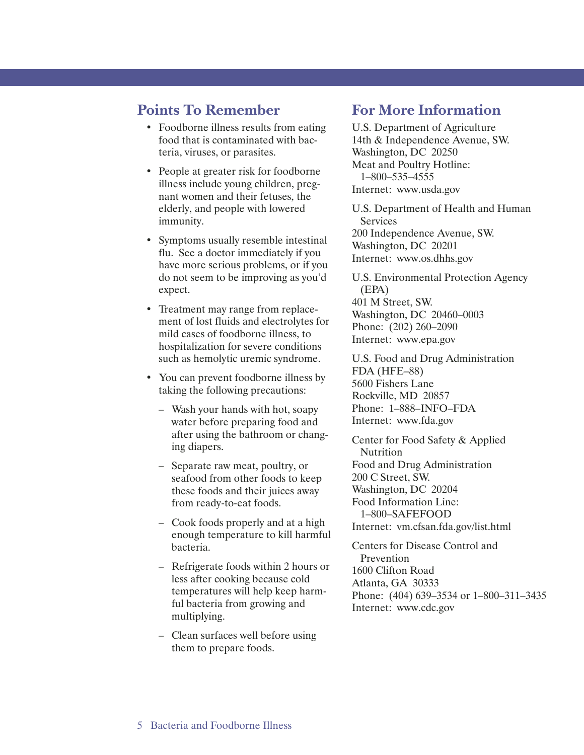## Points To Remember

- Foodborne illness results from eating food that is contaminated with bacteria, viruses, or parasites.
- People at greater risk for foodborne illness include young children, pregnant women and their fetuses, the elderly, and people with lowered immunity.
- Symptoms usually resemble intestinal flu. See a doctor immediately if you have more serious problems, or if you do not seem to be improving as you'd expect.
- Treatment may range from replacement of lost fluids and electrolytes for mild cases of foodborne illness, to hospitalization for severe conditions such as hemolytic uremic syndrome.
- You can prevent foodborne illness by taking the following precautions:
  - Wash your hands with hot, soapy water before preparing food and after using the bathroom or changing diapers.
  - Separate raw meat, poultry, or seafood from other foods to keep these foods and their juices away from ready-to-eat foods.
  - Cook foods properly and at a high enough temperature to kill harmful bacteria.
  - Refrigerate foods within 2 hours or less after cooking because cold temperatures will help keep harmful bacteria from growing and multiplying.
  - Clean surfaces well before using them to prepare foods.

## For More Information

U.S. Department of Agriculture
14th & Independence Avenue, SW.
Washington, DC 20250
Meat and Poultry Hotline:
1–800–535–4555
Internet: www.usda.gov

U.S. Department of Health and Human Services
200 Independence Avenue, SW.
Washington, DC 20201
Internet: www.os.dhhs.gov

U.S. Environmental Protection Agency (EPA)
401 M Street, SW.
Washington, DC 20460–0003
Phone: (202) 260–2090
Internet: www.epa.gov

U.S. Food and Drug Administration
FDA (HFE–88)
5600 Fishers Lane
Rockville, MD 20857
Phone: 1–888–INFO–FDA
Internet: www.fda.gov

Center for Food Safety & Applied Nutrition
Food and Drug Administration
200 C Street, SW.
Washington, DC 20204
Food Information Line:
1–800–SAFEFOOD
Internet: vm.cfsan.fda.gov/list.html

Centers for Disease Control and Prevention
1600 Clifton Road
Atlanta, GA 30333
Phone: (404) 639–3534 or 1–800–311–3435
Internet: www.cdc.gov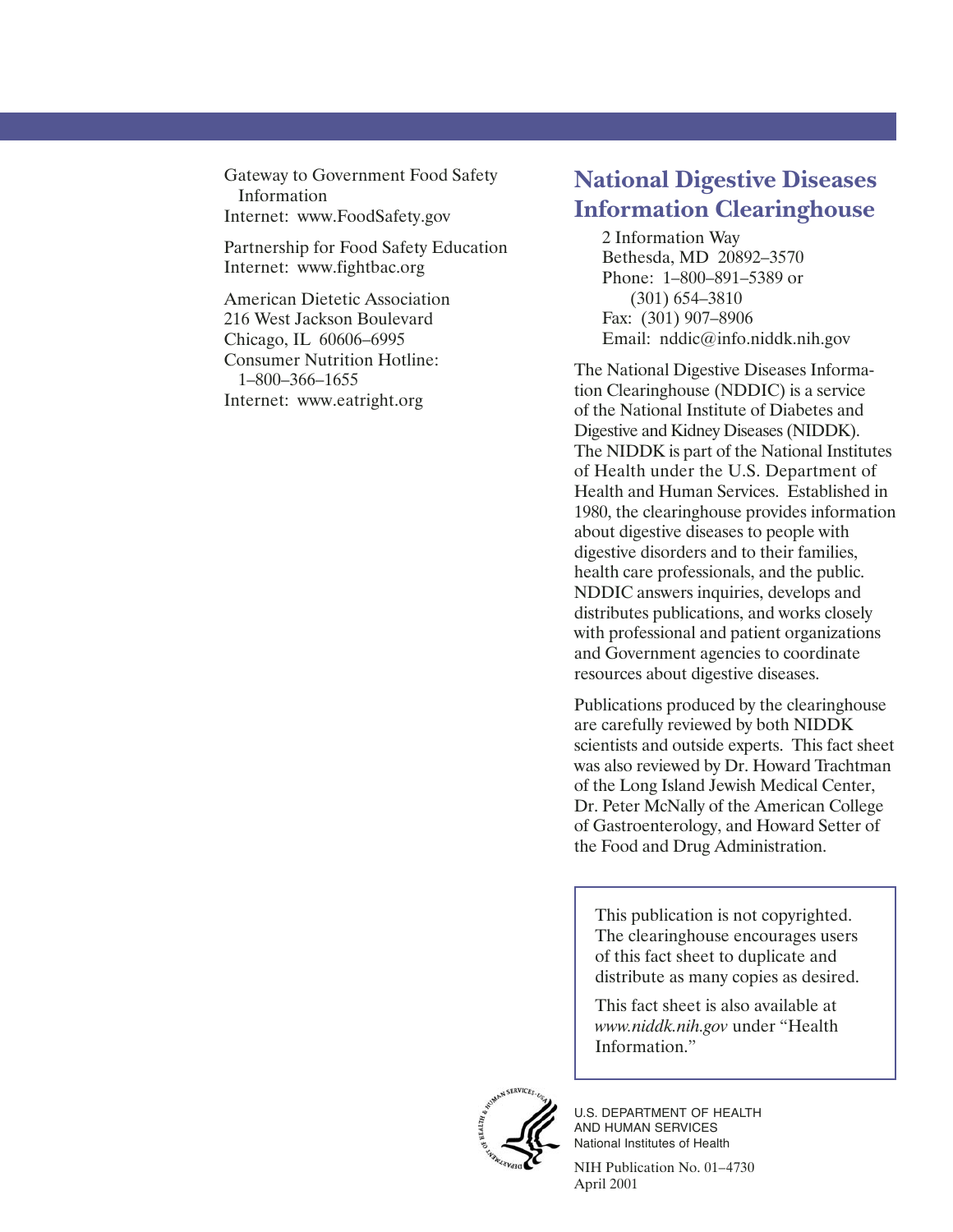Gateway to Government Food Safety Information
Internet: www.FoodSafety.gov

Partnership for Food Safety Education
Internet: www.fightbac.org

American Dietetic Association
216 West Jackson Boulevard
Chicago, IL 60606–6995
Consumer Nutrition Hotline: 1–800–366–1655
Internet: www.eatright.org

## National Digestive Diseases Information Clearinghouse

2 Information Way
Bethesda, MD 20892–3570
Phone: 1–800–891–5389 or (301) 654–3810
Fax: (301) 907–8906
Email: nddic@info.niddk.nih.gov

The National Digestive Diseases Information Clearinghouse (NDDIC) is a service of the National Institute of Diabetes and Digestive and Kidney Diseases (NIDDK). The NIDDK is part of the National Institutes of Health under the U.S. Department of Health and Human Services. Established in 1980, the clearinghouse provides information about digestive diseases to people with digestive disorders and to their families, health care professionals, and the public. NDDIC answers inquiries, develops and distributes publications, and works closely with professional and patient organizations and Government agencies to coordinate resources about digestive diseases.

Publications produced by the clearinghouse are carefully reviewed by both NIDDK scientists and outside experts. This fact sheet was also reviewed by Dr. Howard Trachtman of the Long Island Jewish Medical Center, Dr. Peter McNally of the American College of Gastroenterology, and Howard Setter of the Food and Drug Administration.

This publication is not copyrighted. The clearinghouse encourages users of this fact sheet to duplicate and distribute as many copies as desired.

This fact sheet is also available at *www.niddk.nih.gov* under "Health Information."

U.S. DEPARTMENT OF HEALTH AND HUMAN SERVICES
National Institutes of Health

NIH Publication No. 01–4730
April 2001